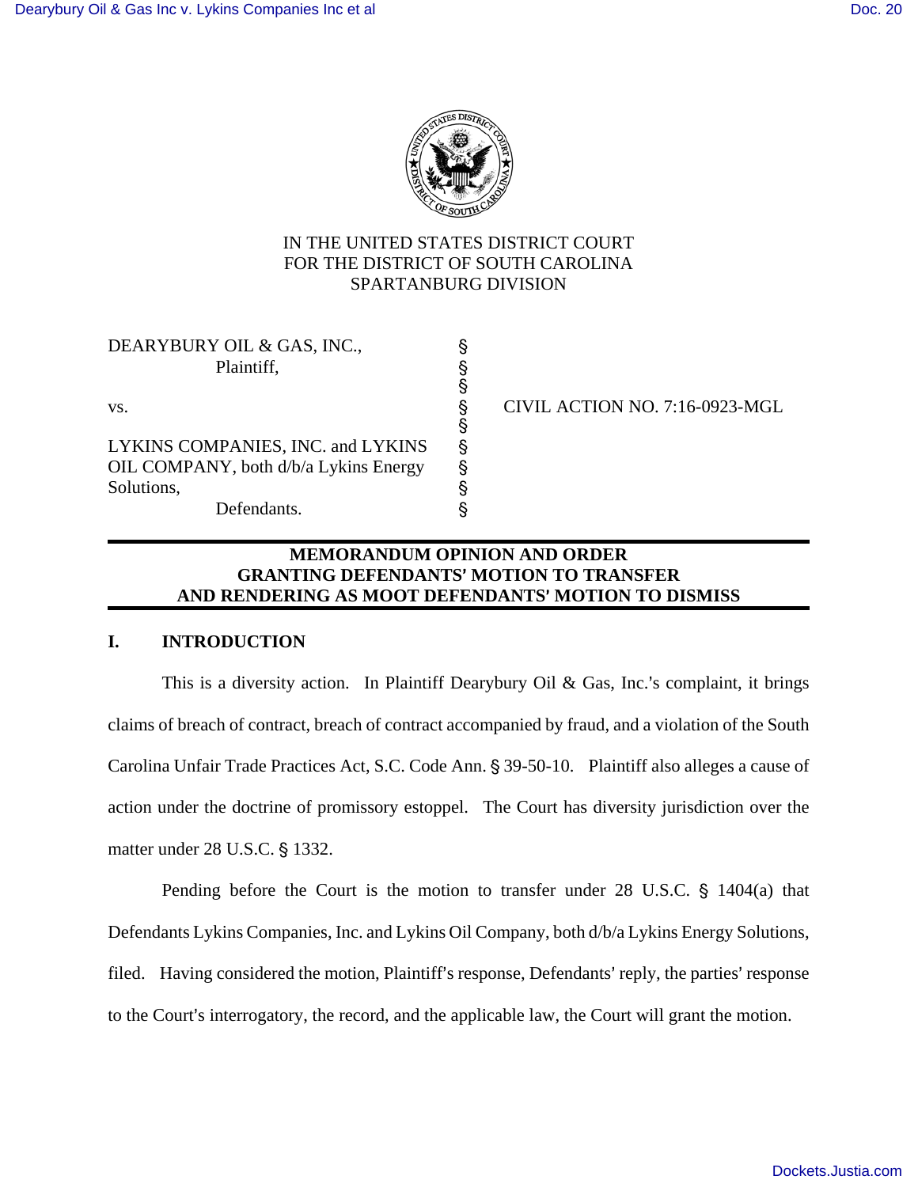IN THE UNITED STATES DISTRICT COURT
FOR THE DISTRICT OF SOUTH CAROLINA
SPARTANBURG DIVISION

| | | |
|---|---|---|
| DEARYBURY OIL & GAS, INC., Plaintiff, | § | |
| vs. | § | CIVIL ACTION NO. 7:16-0923-MGL |
| LYKINS COMPANIES, INC. and LYKINS OIL COMPANY, both d/b/a Lykins Energy Solutions, Defendants. | § | |

**MEMORANDUM OPINION AND ORDER
GRANTING DEFENDANTS' MOTION TO TRANSFER
AND RENDERING AS MOOT DEFENDANTS' MOTION TO DISMISS**

## I. INTRODUCTION

This is a diversity action. In Plaintiff Dearybury Oil & Gas, Inc.'s complaint, it brings claims of breach of contract, breach of contract accompanied by fraud, and a violation of the South Carolina Unfair Trade Practices Act, S.C. Code Ann. § 39-50-10. Plaintiff also alleges a cause of action under the doctrine of promissory estoppel. The Court has diversity jurisdiction over the matter under 28 U.S.C. § 1332.

Pending before the Court is the motion to transfer under 28 U.S.C. § 1404(a) that Defendants Lykins Companies, Inc. and Lykins Oil Company, both d/b/a Lykins Energy Solutions, filed. Having considered the motion, Plaintiff's response, Defendants' reply, the parties' response to the Court's interrogatory, the record, and the applicable law, the Court will grant the motion.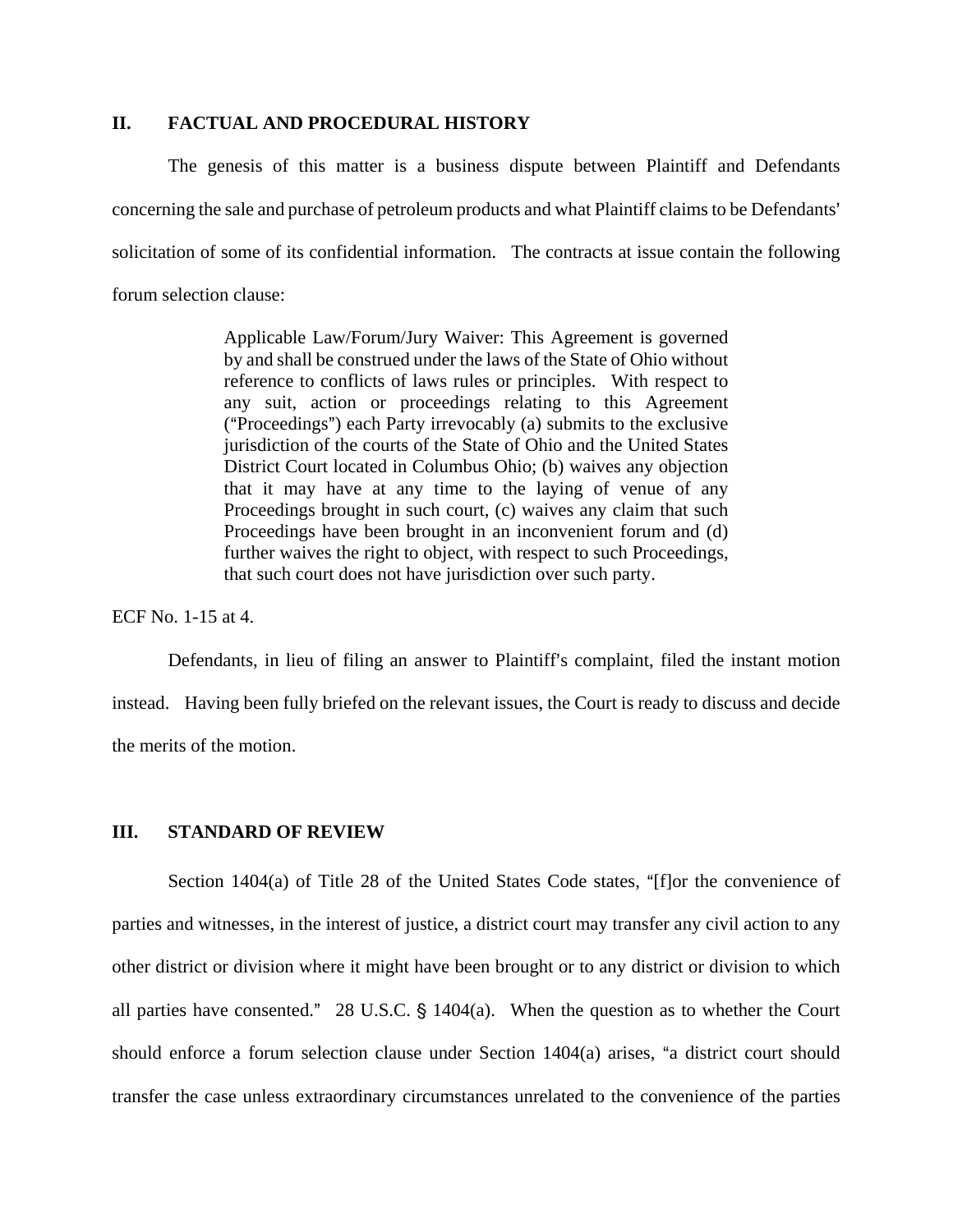## II. FACTUAL AND PROCEDURAL HISTORY

The genesis of this matter is a business dispute between Plaintiff and Defendants concerning the sale and purchase of petroleum products and what Plaintiff claims to be Defendants' solicitation of some of its confidential information. The contracts at issue contain the following forum selection clause:

> Applicable Law/Forum/Jury Waiver: This Agreement is governed by and shall be construed under the laws of the State of Ohio without reference to conflicts of laws rules or principles. With respect to any suit, action or proceedings relating to this Agreement ("Proceedings") each Party irrevocably (a) submits to the exclusive jurisdiction of the courts of the State of Ohio and the United States District Court located in Columbus Ohio; (b) waives any objection that it may have at any time to the laying of venue of any Proceedings brought in such court, (c) waives any claim that such Proceedings have been brought in an inconvenient forum and (d) further waives the right to object, with respect to such Proceedings, that such court does not have jurisdiction over such party.

ECF No. 1-15 at 4.

Defendants, in lieu of filing an answer to Plaintiff's complaint, filed the instant motion instead. Having been fully briefed on the relevant issues, the Court is ready to discuss and decide the merits of the motion.

## III. STANDARD OF REVIEW

Section 1404(a) of Title 28 of the United States Code states, "[f]or the convenience of parties and witnesses, in the interest of justice, a district court may transfer any civil action to any other district or division where it might have been brought or to any district or division to which all parties have consented." 28 U.S.C. § 1404(a). When the question as to whether the Court should enforce a forum selection clause under Section 1404(a) arises, "a district court should transfer the case unless extraordinary circumstances unrelated to the convenience of the parties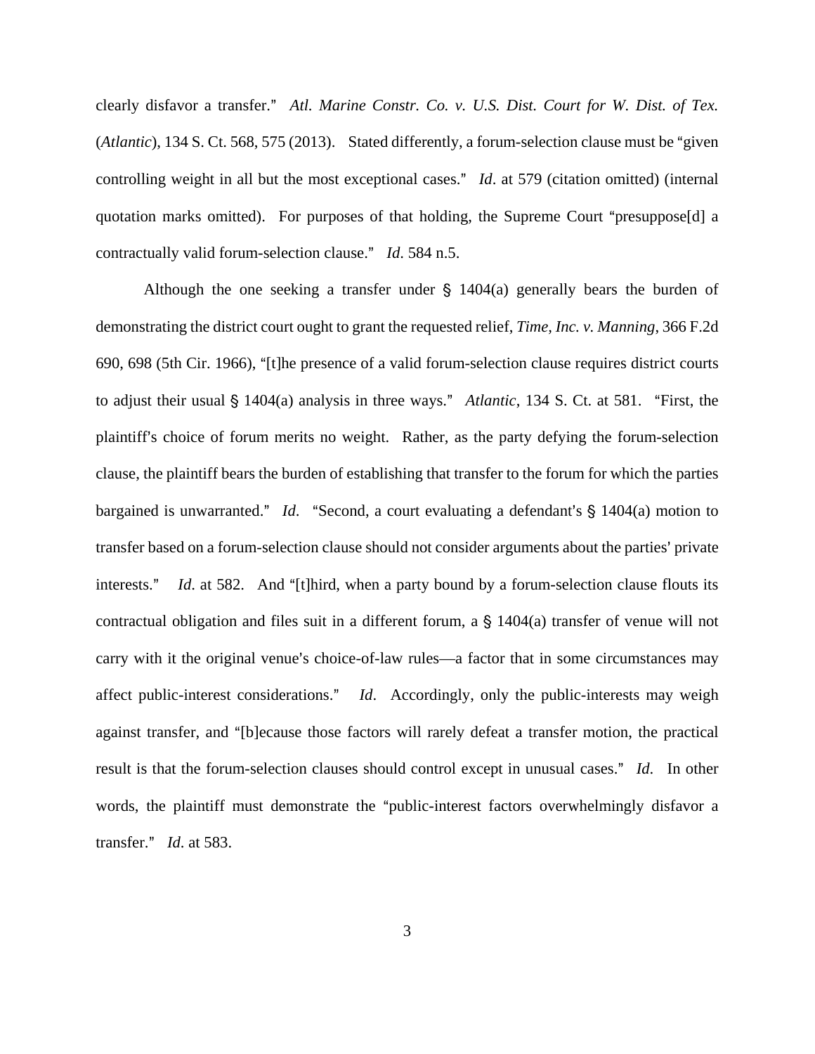clearly disfavor a transfer." *Atl. Marine Constr. Co. v. U.S. Dist. Court for W. Dist. of Tex.* (*Atlantic*), 134 S. Ct. 568, 575 (2013). Stated differently, a forum-selection clause must be "given controlling weight in all but the most exceptional cases." *Id*. at 579 (citation omitted) (internal quotation marks omitted). For purposes of that holding, the Supreme Court "presuppose[d] a contractually valid forum-selection clause." *Id*. 584 n.5.

Although the one seeking a transfer under § 1404(a) generally bears the burden of demonstrating the district court ought to grant the requested relief, *Time, Inc. v. Manning*, 366 F.2d 690, 698 (5th Cir. 1966), "[t]he presence of a valid forum-selection clause requires district courts to adjust their usual § 1404(a) analysis in three ways." *Atlantic*, 134 S. Ct. at 581. "First, the plaintiff's choice of forum merits no weight. Rather, as the party defying the forum-selection clause, the plaintiff bears the burden of establishing that transfer to the forum for which the parties bargained is unwarranted." *Id*. "Second, a court evaluating a defendant's § 1404(a) motion to transfer based on a forum-selection clause should not consider arguments about the parties' private interests." *Id*. at 582. And "[t]hird, when a party bound by a forum-selection clause flouts its contractual obligation and files suit in a different forum, a § 1404(a) transfer of venue will not carry with it the original venue's choice-of-law rules—a factor that in some circumstances may affect public-interest considerations." *Id*. Accordingly, only the public-interests may weigh against transfer, and "[b]ecause those factors will rarely defeat a transfer motion, the practical result is that the forum-selection clauses should control except in unusual cases." *Id*. In other words, the plaintiff must demonstrate the "public-interest factors overwhelmingly disfavor a transfer." *Id*. at 583.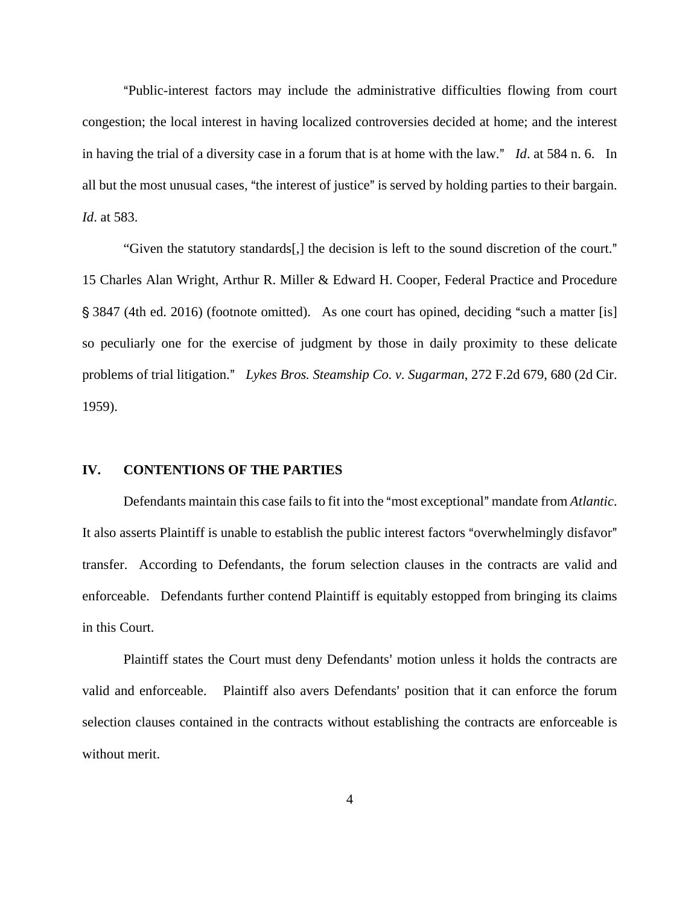"Public-interest factors may include the administrative difficulties flowing from court congestion; the local interest in having localized controversies decided at home; and the interest in having the trial of a diversity case in a forum that is at home with the law." *Id*. at 584 n. 6. In all but the most unusual cases, "the interest of justice" is served by holding parties to their bargain. *Id*. at 583.

"Given the statutory standards[,] the decision is left to the sound discretion of the court." 15 Charles Alan Wright, Arthur R. Miller & Edward H. Cooper, Federal Practice and Procedure § 3847 (4th ed. 2016) (footnote omitted). As one court has opined, deciding "such a matter [is] so peculiarly one for the exercise of judgment by those in daily proximity to these delicate problems of trial litigation." *Lykes Bros. Steamship Co. v. Sugarman*, 272 F.2d 679, 680 (2d Cir. 1959).

## IV. CONTENTIONS OF THE PARTIES

Defendants maintain this case fails to fit into the "most exceptional" mandate from *Atlantic*. It also asserts Plaintiff is unable to establish the public interest factors "overwhelmingly disfavor" transfer. According to Defendants, the forum selection clauses in the contracts are valid and enforceable. Defendants further contend Plaintiff is equitably estopped from bringing its claims in this Court.

Plaintiff states the Court must deny Defendants' motion unless it holds the contracts are valid and enforceable. Plaintiff also avers Defendants' position that it can enforce the forum selection clauses contained in the contracts without establishing the contracts are enforceable is without merit.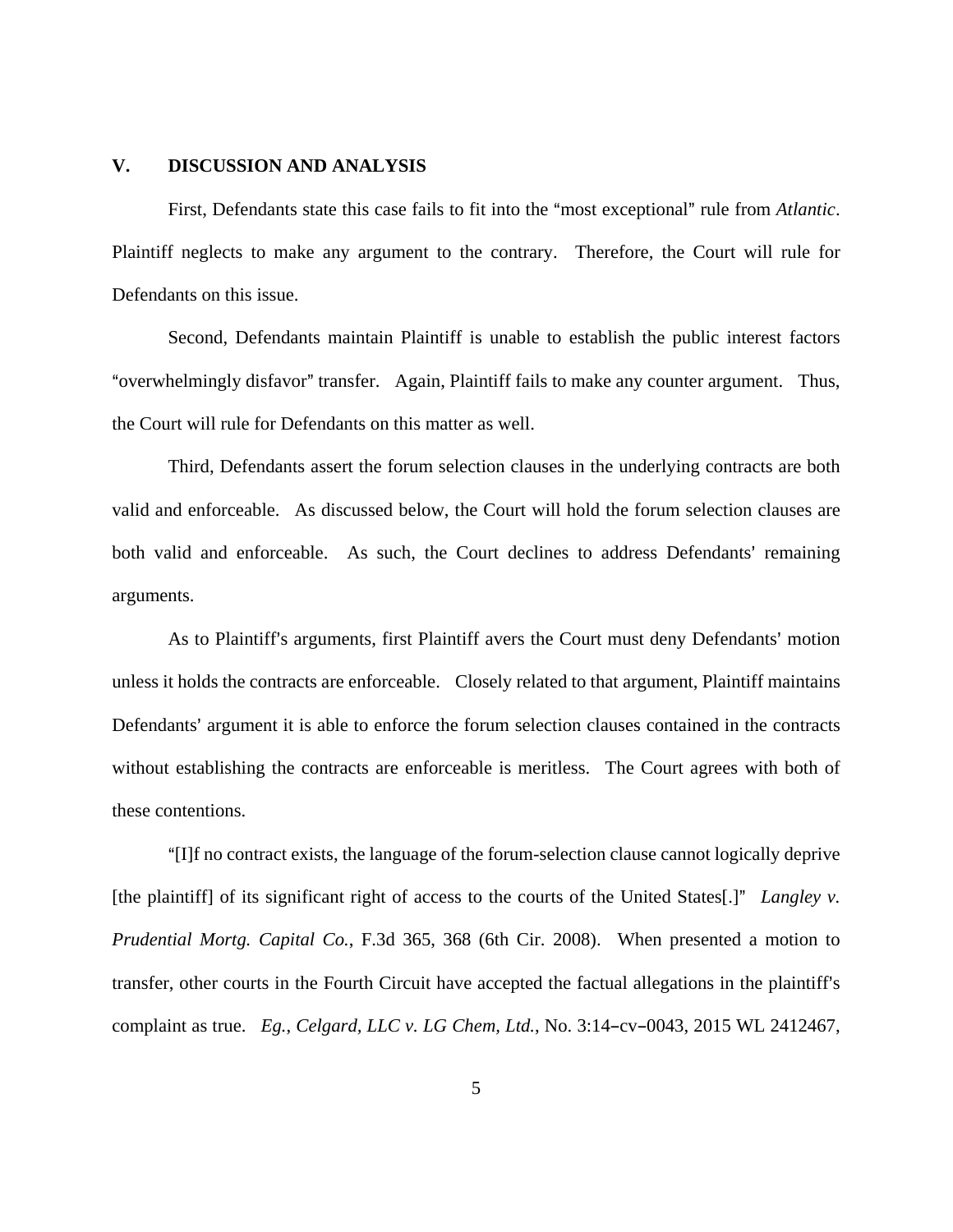## V. DISCUSSION AND ANALYSIS

First, Defendants state this case fails to fit into the "most exceptional" rule from *Atlantic*. Plaintiff neglects to make any argument to the contrary. Therefore, the Court will rule for Defendants on this issue.

Second, Defendants maintain Plaintiff is unable to establish the public interest factors "overwhelmingly disfavor" transfer. Again, Plaintiff fails to make any counter argument. Thus, the Court will rule for Defendants on this matter as well.

Third, Defendants assert the forum selection clauses in the underlying contracts are both valid and enforceable. As discussed below, the Court will hold the forum selection clauses are both valid and enforceable. As such, the Court declines to address Defendants' remaining arguments.

As to Plaintiff's arguments, first Plaintiff avers the Court must deny Defendants' motion unless it holds the contracts are enforceable. Closely related to that argument, Plaintiff maintains Defendants' argument it is able to enforce the forum selection clauses contained in the contracts without establishing the contracts are enforceable is meritless. The Court agrees with both of these contentions.

"[I]f no contract exists, the language of the forum-selection clause cannot logically deprive [the plaintiff] of its significant right of access to the courts of the United States[.]" *Langley v. Prudential Mortg. Capital Co.*, F.3d 365, 368 (6th Cir. 2008). When presented a motion to transfer, other courts in the Fourth Circuit have accepted the factual allegations in the plaintiff's complaint as true. *Eg.*, *Celgard, LLC v. LG Chem, Ltd.*, No. 3:14–cv–0043, 2015 WL 2412467,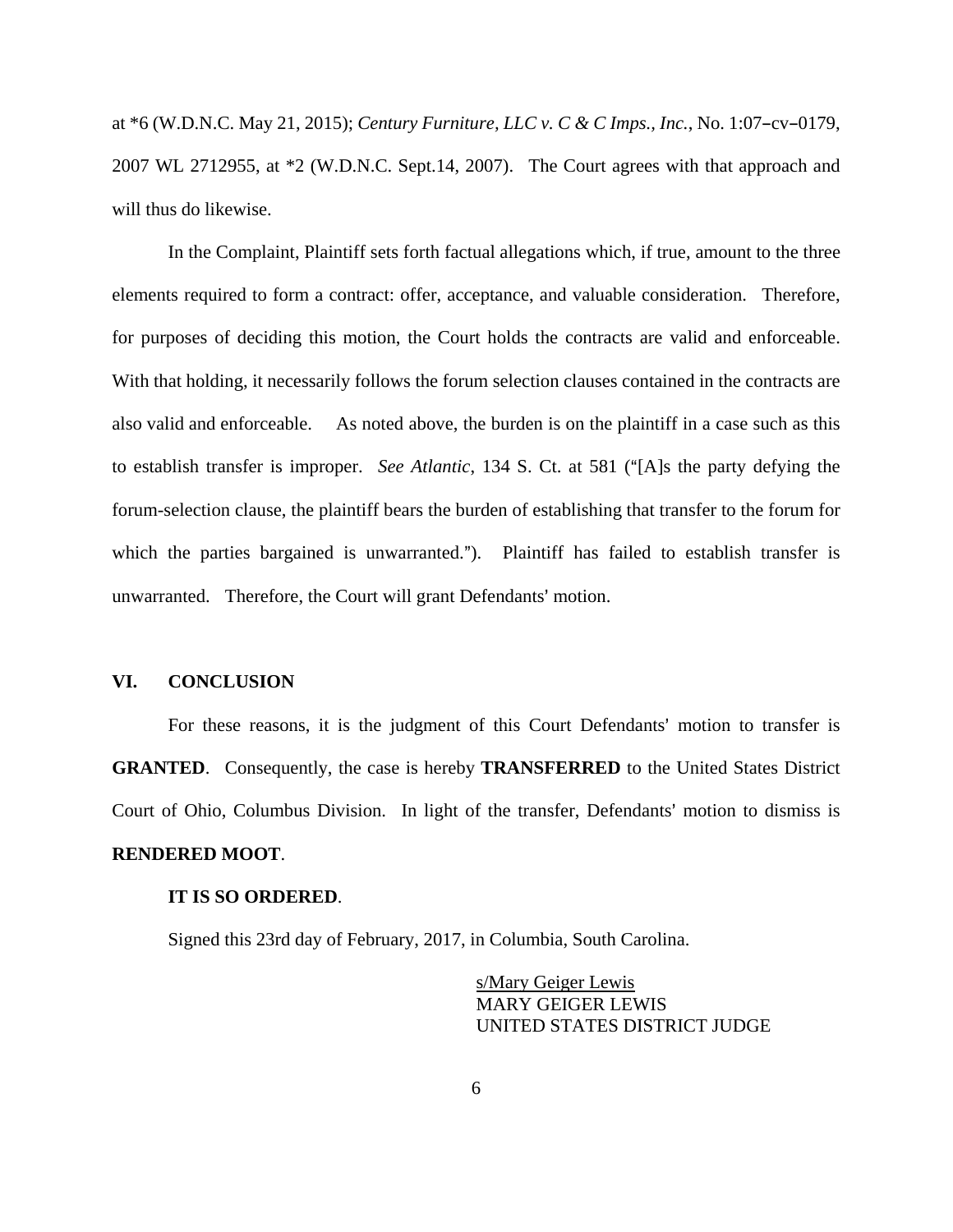at *6 (W.D.N.C. May 21, 2015); *Century Furniture, LLC v. C & C Imps., Inc.*, No. 1:07–cv–0179, 2007 WL 2712955, at *2 (W.D.N.C. Sept.14, 2007). The Court agrees with that approach and will thus do likewise.

In the Complaint, Plaintiff sets forth factual allegations which, if true, amount to the three elements required to form a contract: offer, acceptance, and valuable consideration. Therefore, for purposes of deciding this motion, the Court holds the contracts are valid and enforceable. With that holding, it necessarily follows the forum selection clauses contained in the contracts are also valid and enforceable. As noted above, the burden is on the plaintiff in a case such as this to establish transfer is improper. *See Atlantic*, 134 S. Ct. at 581 ("[A]s the party defying the forum-selection clause, the plaintiff bears the burden of establishing that transfer to the forum for which the parties bargained is unwarranted."). Plaintiff has failed to establish transfer is unwarranted. Therefore, the Court will grant Defendants' motion.

## VI. CONCLUSION

For these reasons, it is the judgment of this Court Defendants' motion to transfer is **GRANTED**. Consequently, the case is hereby **TRANSFERRED** to the United States District Court of Ohio, Columbus Division. In light of the transfer, Defendants' motion to dismiss is **RENDERED MOOT**.

**IT IS SO ORDERED**.

Signed this 23rd day of February, 2017, in Columbia, South Carolina.

s/Mary Geiger Lewis
MARY GEIGER LEWIS
UNITED STATES DISTRICT JUDGE